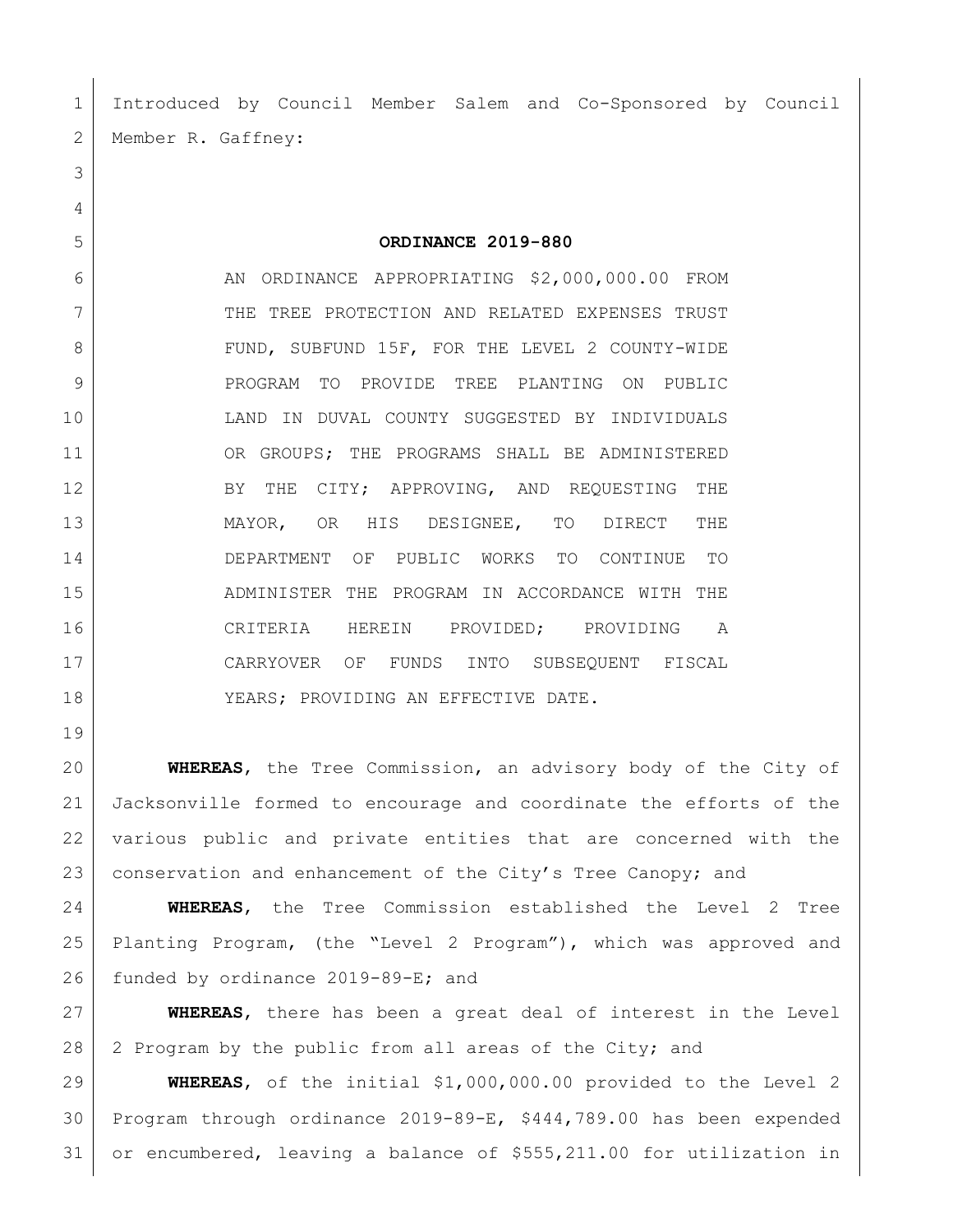Introduced by Council Member Salem and Co-Sponsored by Council Member R. Gaffney:

**ORDINANCE 2019-880**

AN ORDINANCE APPROPRIATING $2,000,000.00 FROM THE TREE PROTECTION AND RELATED EXPENSES TRUST FUND, SUBFUND 15F, FOR THE LEVEL 2 COUNTY-WIDE PROGRAM TO PROVIDE TREE PLANTING ON PUBLIC LAND IN DUVAL COUNTY SUGGESTED BY INDIVIDUALS OR GROUPS; THE PROGRAMS SHALL BE ADMINISTERED BY THE CITY; APPROVING, AND REQUESTING THE MAYOR, OR HIS DESIGNEE, TO DIRECT THE DEPARTMENT OF PUBLIC WORKS TO CONTINUE TO ADMINISTER THE PROGRAM IN ACCORDANCE WITH THE CRITERIA HEREIN PROVIDED; PROVIDING A CARRYOVER OF FUNDS INTO SUBSEQUENT FISCAL YEARS; PROVIDING AN EFFECTIVE DATE.

**WHEREAS**, the Tree Commission, an advisory body of the City of Jacksonville formed to encourage and coordinate the efforts of the various public and private entities that are concerned with the conservation and enhancement of the City's Tree Canopy; and

**WHEREAS**, the Tree Commission established the Level 2 Tree Planting Program, (the "Level 2 Program"), which was approved and funded by ordinance 2019-89-E; and

**WHEREAS**, there has been a great deal of interest in the Level 2 Program by the public from all areas of the City; and

**WHEREAS**, of the initial $1,000,000.00 provided to the Level 2 Program through ordinance 2019-89-E, $444,789.00 has been expended or encumbered, leaving a balance of $555,211.00 for utilization in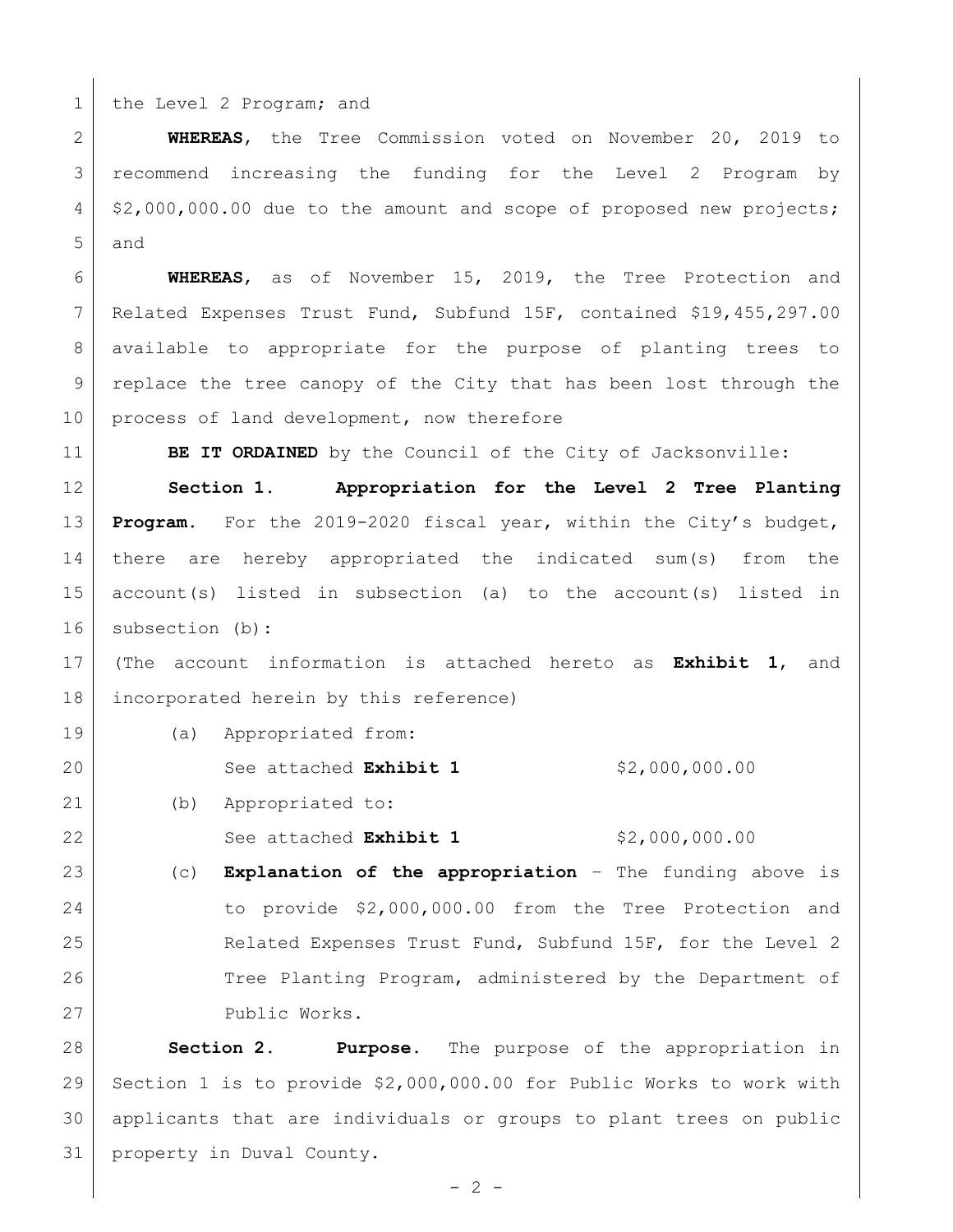the Level 2 Program; and

**WHEREAS**, the Tree Commission voted on November 20, 2019 to recommend increasing the funding for the Level 2 Program by $2,000,000.00 due to the amount and scope of proposed new projects; and

**WHEREAS**, as of November 15, 2019, the Tree Protection and Related Expenses Trust Fund, Subfund 15F, contained $19,455,297.00 available to appropriate for the purpose of planting trees to replace the tree canopy of the City that has been lost through the process of land development, now therefore

**BE IT ORDAINED** by the Council of the City of Jacksonville:

**Section 1. Appropriation for the Level 2 Tree Planting Program.** For the 2019-2020 fiscal year, within the City's budget, there are hereby appropriated the indicated sum(s) from the account(s) listed in subsection (a) to the account(s) listed in subsection (b):

(The account information is attached hereto as **Exhibit 1**, and incorporated herein by this reference)

(a) Appropriated from:

See attached **Exhibit 1** $2,000,000.00

(b) Appropriated to:

See attached **Exhibit 1** $2,000,000.00

(c) **Explanation of the appropriation** – The funding above is to provide $2,000,000.00 from the Tree Protection and Related Expenses Trust Fund, Subfund 15F, for the Level 2 Tree Planting Program, administered by the Department of Public Works.

**Section 2. Purpose.** The purpose of the appropriation in Section 1 is to provide $2,000,000.00 for Public Works to work with applicants that are individuals or groups to plant trees on public property in Duval County.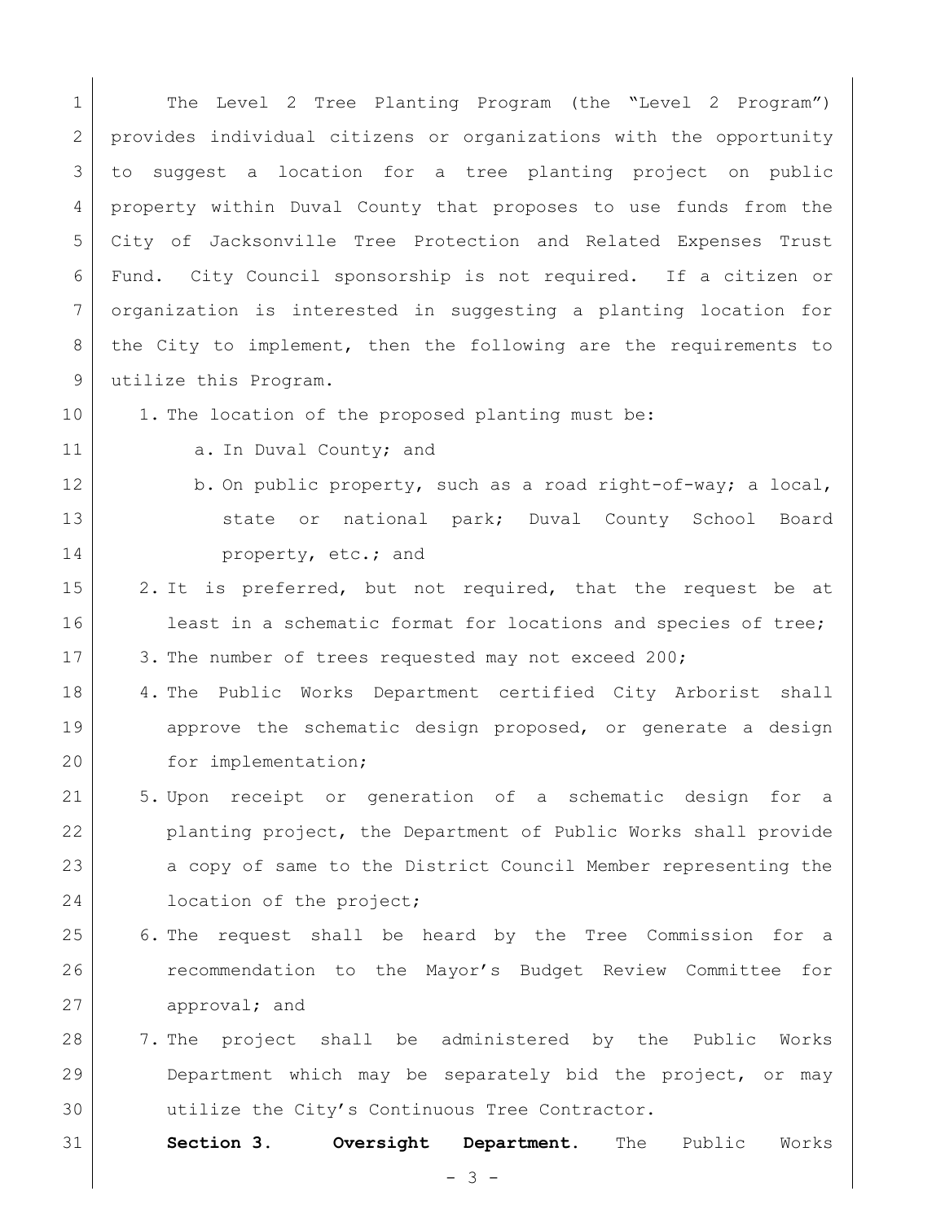The Level 2 Tree Planting Program (the "Level 2 Program") provides individual citizens or organizations with the opportunity to suggest a location for a tree planting project on public property within Duval County that proposes to use funds from the City of Jacksonville Tree Protection and Related Expenses Trust Fund. City Council sponsorship is not required. If a citizen or organization is interested in suggesting a planting location for the City to implement, then the following are the requirements to utilize this Program.

1. The location of the proposed planting must be:
   a. In Duval County; and
   b. On public property, such as a road right-of-way; a local, state or national park; Duval County School Board property, etc.; and
2. It is preferred, but not required, that the request be at least in a schematic format for locations and species of tree;
3. The number of trees requested may not exceed 200;
4. The Public Works Department certified City Arborist shall approve the schematic design proposed, or generate a design for implementation;
5. Upon receipt or generation of a schematic design for a planting project, the Department of Public Works shall provide a copy of same to the District Council Member representing the location of the project;
6. The request shall be heard by the Tree Commission for a recommendation to the Mayor's Budget Review Committee for approval; and
7. The project shall be administered by the Public Works Department which may be separately bid the project, or may utilize the City's Continuous Tree Contractor.

**Section 3. Oversight Department.** The Public Works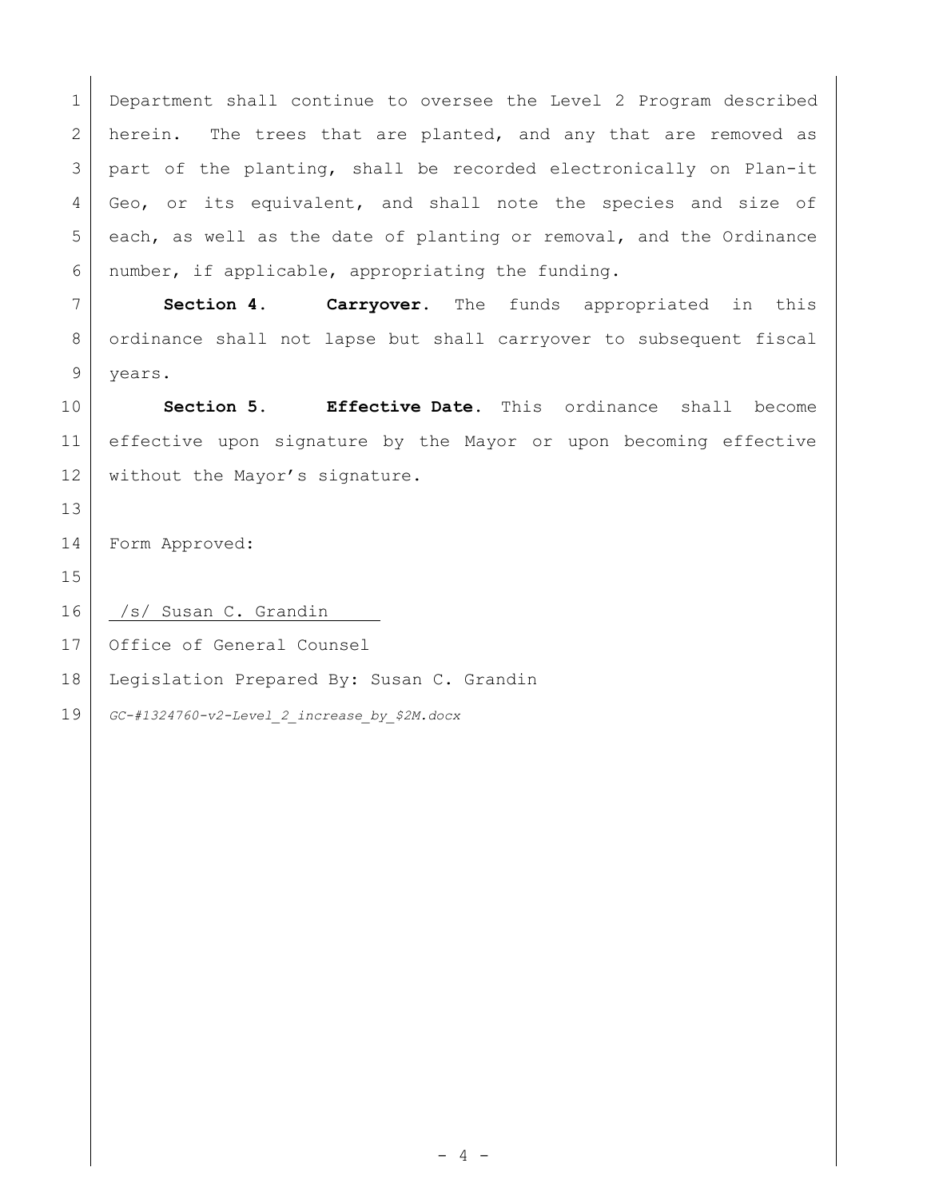Department shall continue to oversee the Level 2 Program described herein. The trees that are planted, and any that are removed as part of the planting, shall be recorded electronically on Plan-it Geo, or its equivalent, and shall note the species and size of each, as well as the date of planting or removal, and the Ordinance number, if applicable, appropriating the funding.

**Section 4. Carryover.** The funds appropriated in this ordinance shall not lapse but shall carryover to subsequent fiscal years.

**Section 5. Effective Date.** This ordinance shall become effective upon signature by the Mayor or upon becoming effective without the Mayor's signature.

Form Approved:

/s/ Susan C. Grandin

Office of General Counsel

Legislation Prepared By: Susan C. Grandin

*GC-#1324760-v2-Level_2_increase_by_$2M.docx*